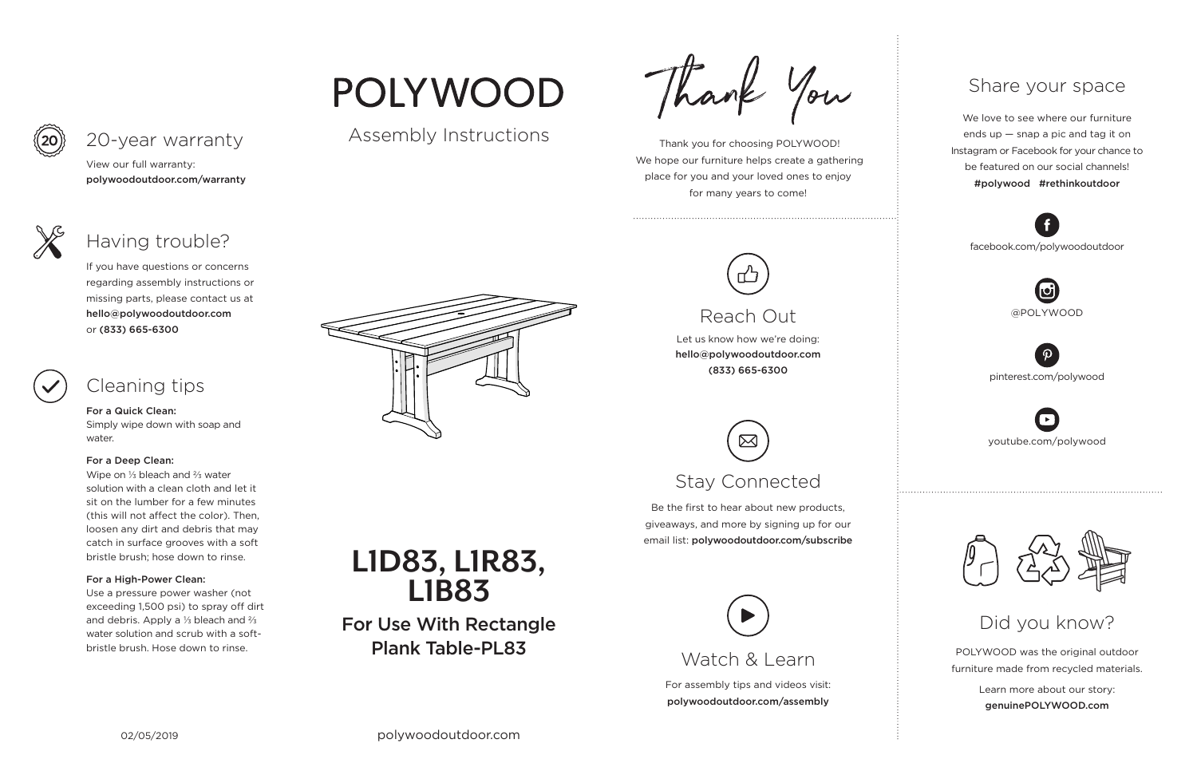# POLYWOOD

Assembly Instructions

# L1D83, L1R83, L1B83

**For Use With Rectangle Plank Table-PL83**

## 20-year warranty

View our full warranty:
**polywoodoutdoor.com/warranty**

## Having trouble?

If you have questions or concerns regarding assembly instructions or missing parts, please contact us at **hello@polywoodoutdoor.com** or **(833) 665-6300**

## Cleaning tips

**For a Quick Clean:**
Simply wipe down with soap and water.

**For a Deep Clean:**
Wipe on ⅓ bleach and ⅔ water solution with a clean cloth and let it sit on the lumber for a few minutes (this will not affect the color). Then, loosen any dirt and debris that may catch in surface grooves with a soft bristle brush; hose down to rinse.

**For a High-Power Clean:**
Use a pressure power washer (not exceeding 1,500 psi) to spray off dirt and debris. Apply a ⅓ bleach and ⅔ water solution and scrub with a soft-bristle brush. Hose down to rinse.

02/05/2019

polywoodoutdoor.com

## Thank You

Thank you for choosing POLYWOOD! We hope our furniture helps create a gathering place for you and your loved ones to enjoy for many years to come!

## Reach Out

Let us know how we're doing:
**hello@polywoodoutdoor.com**
**(833) 665-6300**

## Stay Connected

Be the first to hear about new products, giveaways, and more by signing up for our email list: **polywoodoutdoor.com/subscribe**

## Watch & Learn

For assembly tips and videos visit:
**polywoodoutdoor.com/assembly**

## Share your space

We love to see where our furniture ends up — snap a pic and tag it on Instagram or Facebook for your chance to be featured on our social channels!
**#polywood #rethinkoutdoor**

facebook.com/polywoodoutdoor

@POLYWOOD

pinterest.com/polywood

youtube.com/polywood

## Did you know?

POLYWOOD was the original outdoor furniture made from recycled materials.

Learn more about our story:
**genuinePOLYWOOD.com**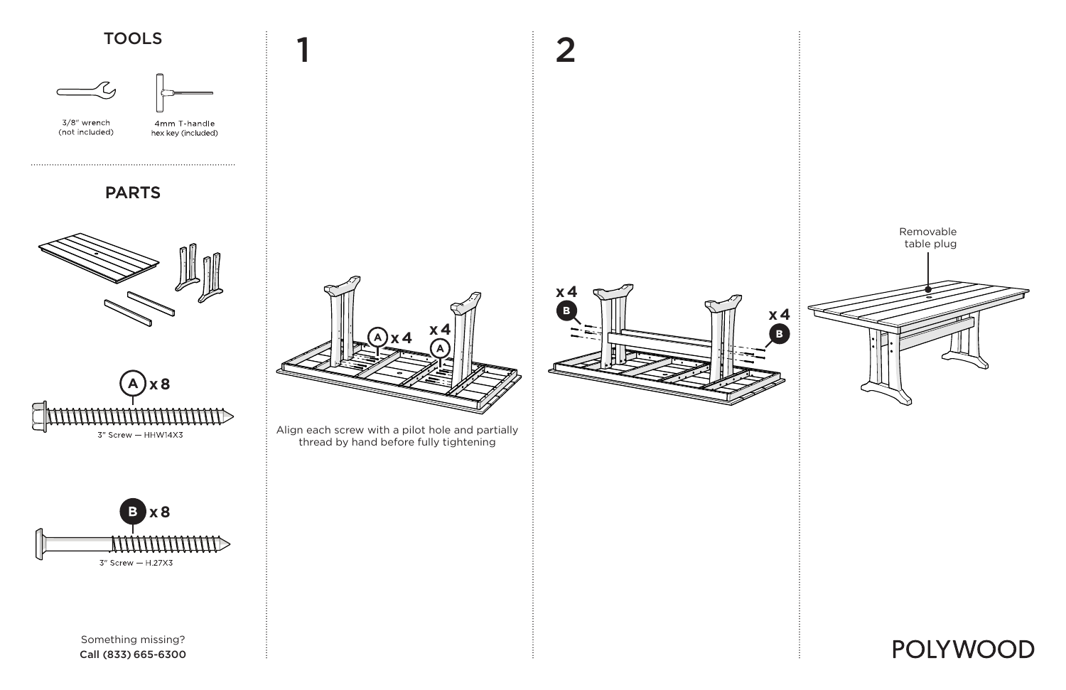## TOOLS

3/8" wrench
(not included)

4mm T-handle
hex key (included)

## PARTS

A x 8

3" Screw — HHW14X3

B x 8

3" Screw — H.27X3

Something missing?
**Call (833) 665-6300**

## 1

A x 4

x 4 A

Align each screw with a pilot hole and partially thread by hand before fully tightening

## 2

x 4 B

x 4 B

Removable table plug

POLYWOOD